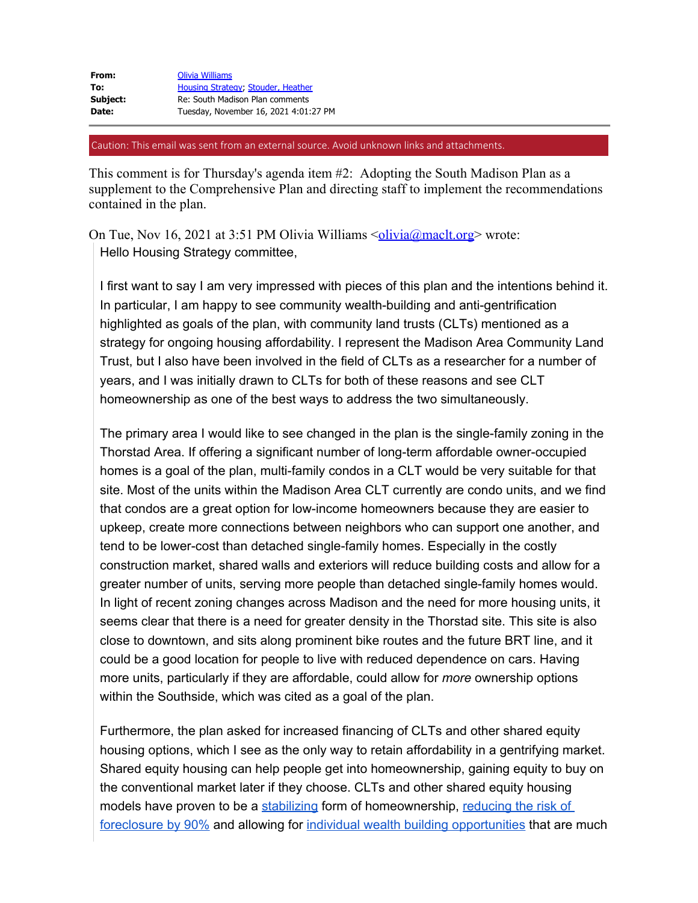| | |
|---|---|
| **From:** | Olivia Williams |
| **To:** | Housing Strategy; Stouder, Heather |
| **Subject:** | Re: South Madison Plan comments |
| **Date:** | Tuesday, November 16, 2021 4:01:27 PM |

---

Caution: This email was sent from an external source. Avoid unknown links and attachments.

This comment is for Thursday's agenda item #2: Adopting the South Madison Plan as a supplement to the Comprehensive Plan and directing staff to implement the recommendations contained in the plan.

On Tue, Nov 16, 2021 at 3:51 PM Olivia Williams <olivia@maclt.org> wrote:

> Hello Housing Strategy committee,
>
> I first want to say I am very impressed with pieces of this plan and the intentions behind it. In particular, I am happy to see community wealth-building and anti-gentrification highlighted as goals of the plan, with community land trusts (CLTs) mentioned as a strategy for ongoing housing affordability. I represent the Madison Area Community Land Trust, but I also have been involved in the field of CLTs as a researcher for a number of years, and I was initially drawn to CLTs for both of these reasons and see CLT homeownership as one of the best ways to address the two simultaneously.
>
> The primary area I would like to see changed in the plan is the single-family zoning in the Thorstad Area. If offering a significant number of long-term affordable owner-occupied homes is a goal of the plan, multi-family condos in a CLT would be very suitable for that site. Most of the units within the Madison Area CLT currently are condo units, and we find that condos are a great option for low-income homeowners because they are easier to upkeep, create more connections between neighbors who can support one another, and tend to be lower-cost than detached single-family homes. Especially in the costly construction market, shared walls and exteriors will reduce building costs and allow for a greater number of units, serving more people than detached single-family homes would. In light of recent zoning changes across Madison and the need for more housing units, it seems clear that there is a need for greater density in the Thorstad site. This site is also close to downtown, and sits along prominent bike routes and the future BRT line, and it could be a good location for people to live with reduced dependence on cars. Having more units, particularly if they are affordable, could allow for *more* ownership options within the Southside, which was cited as a goal of the plan.
>
> Furthermore, the plan asked for increased financing of CLTs and other shared equity housing options, which I see as the only way to retain affordability in a gentrifying market. Shared equity housing can help people get into homeownership, gaining equity to buy on the conventional market later if they choose. CLTs and other shared equity housing models have proven to be a stabilizing form of homeownership, reducing the risk of foreclosure by 90% and allowing for individual wealth building opportunities that are much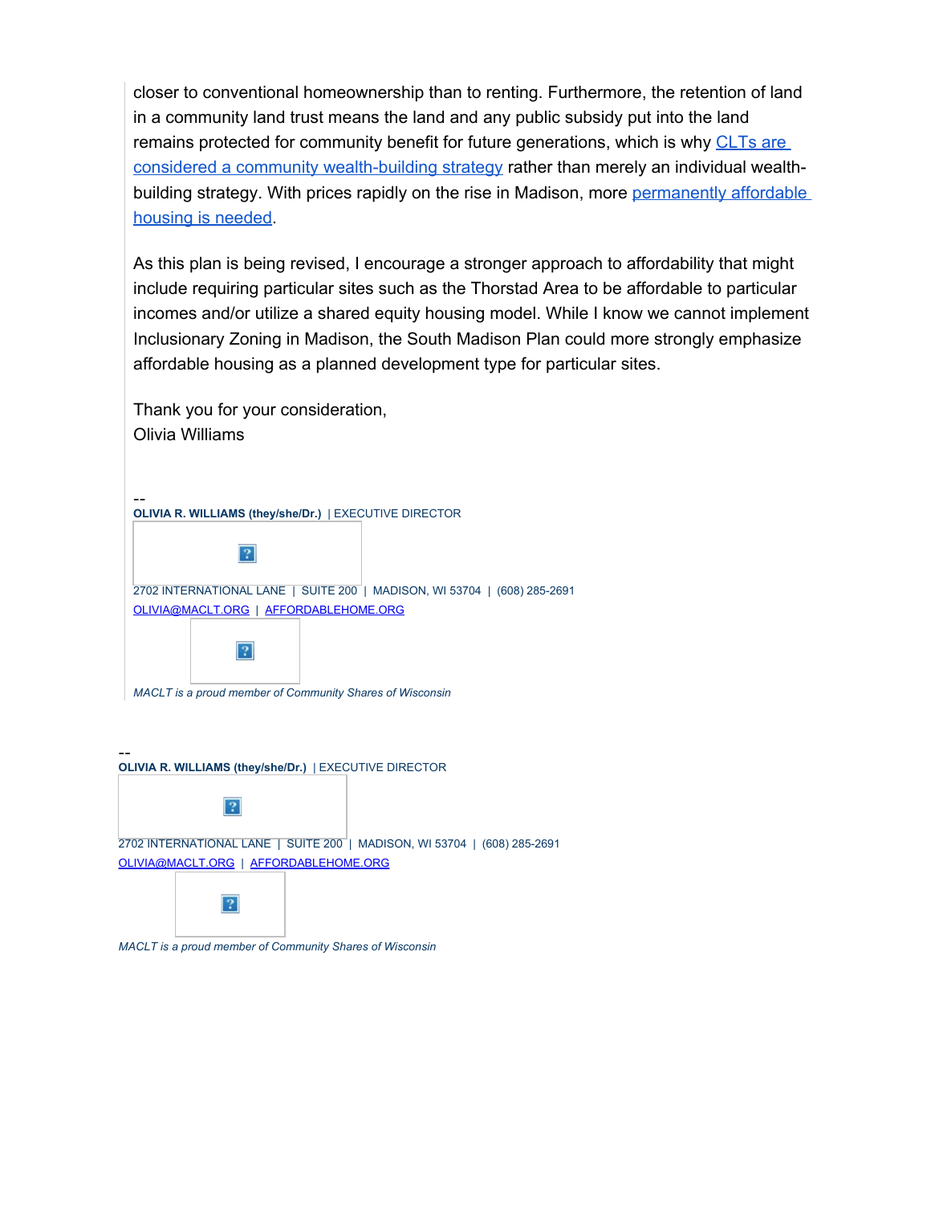closer to conventional homeownership than to renting. Furthermore, the retention of land in a community land trust means the land and any public subsidy put into the land remains protected for community benefit for future generations, which is why [CLTs are considered a community wealth-building strategy]() rather than merely an individual wealth-building strategy. With prices rapidly on the rise in Madison, more [permanently affordable housing is needed]().

As this plan is being revised, I encourage a stronger approach to affordability that might include requiring particular sites such as the Thorstad Area to be affordable to particular incomes and/or utilize a shared equity housing model. While I know we cannot implement Inclusionary Zoning in Madison, the South Madison Plan could more strongly emphasize affordable housing as a planned development type for particular sites.

Thank you for your consideration,
Olivia Williams

--
**OLIVIA R. WILLIAMS (they/she/Dr.)** | EXECUTIVE DIRECTOR

2702 INTERNATIONAL LANE | SUITE 200 | MADISON, WI 53704 | (608) 285-2691
OLIVIA@MACLT.ORG | AFFORDABLEHOME.ORG

*MACLT is a proud member of Community Shares of Wisconsin*

--
**OLIVIA R. WILLIAMS (they/she/Dr.)** | EXECUTIVE DIRECTOR

2702 INTERNATIONAL LANE | SUITE 200 | MADISON, WI 53704 | (608) 285-2691
OLIVIA@MACLT.ORG | AFFORDABLEHOME.ORG

*MACLT is a proud member of Community Shares of Wisconsin*